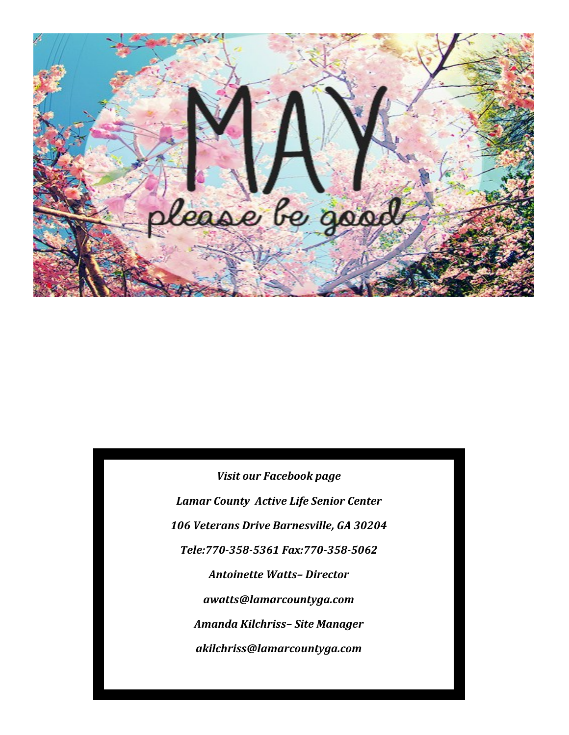# MAY

please be good

*Visit our Facebook page*

*Lamar County Active Life Senior Center*

*106 Veterans Drive Barnesville, GA 30204*

*Tele:770-358-5361 Fax:770-358-5062*

*Antoinette Watts– Director*

*awatts@lamarcountyga.com*

*Amanda Kilchriss– Site Manager*

*akilchriss@lamarcountyga.com*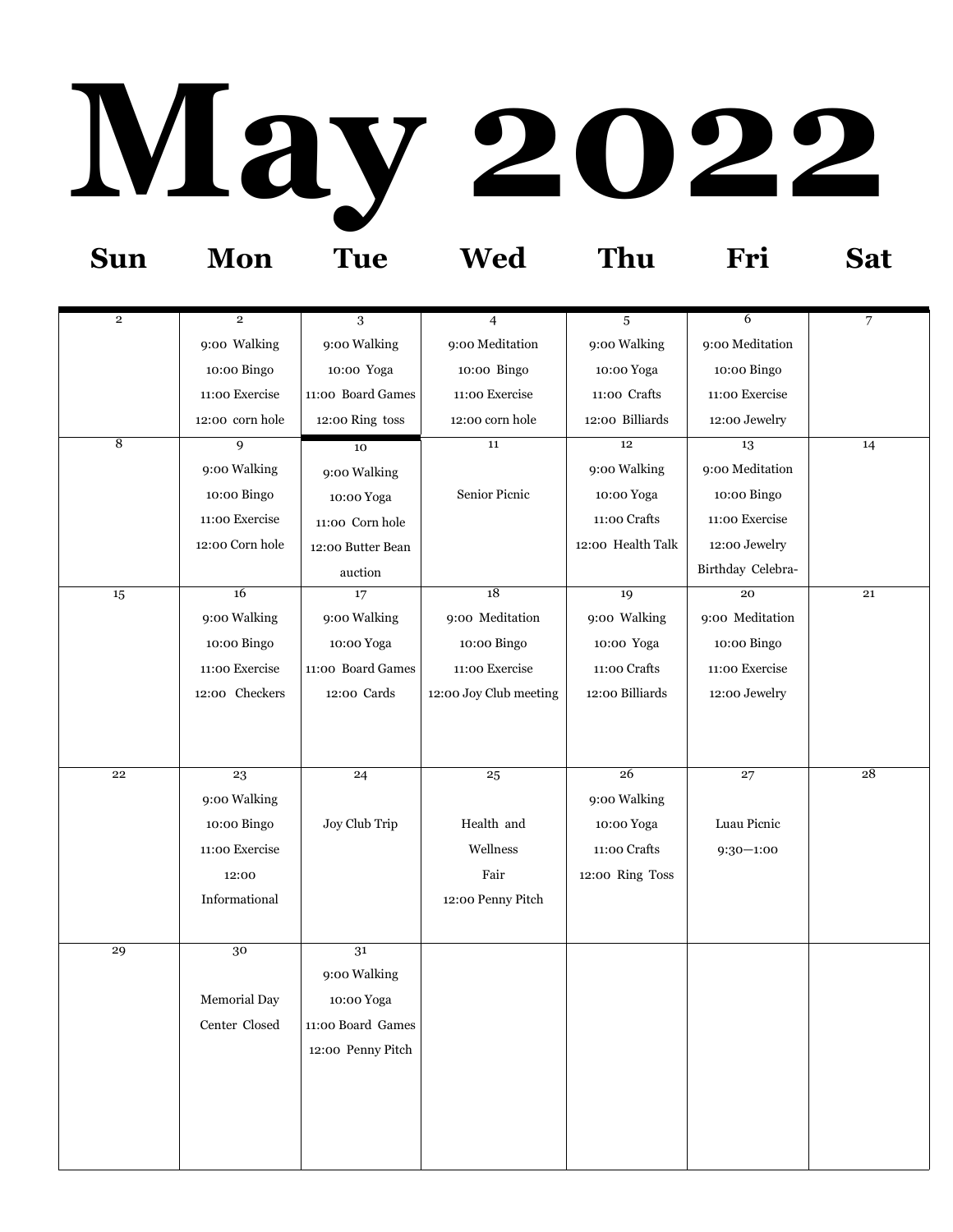# May 2022

| Sun | Mon | Tue | Wed | Thu | Fri | Sat |
|---|---|---|---|---|---|---|
| 2 | 2<br>9:00 Walking<br>10:00 Bingo<br>11:00 Exercise<br>12:00 corn hole | 3<br>9:00 Walking<br>10:00 Yoga<br>11:00 Board Games<br>12:00 Ring toss | 4<br>9:00 Meditation<br>10:00 Bingo<br>11:00 Exercise<br>12:00 corn hole | 5<br>9:00 Walking<br>10:00 Yoga<br>11:00 Crafts<br>12:00 Billiards | 6<br>9:00 Meditation<br>10:00 Bingo<br>11:00 Exercise<br>12:00 Jewelry | 7 |
| 8 | 9<br>9:00 Walking<br>10:00 Bingo<br>11:00 Exercise<br>12:00 Corn hole | 10<br>9:00 Walking<br>10:00 Yoga<br>11:00 Corn hole<br>12:00 Butter Bean auction | 11<br>Senior Picnic | 12<br>9:00 Walking<br>10:00 Yoga<br>11:00 Crafts<br>12:00 Health Talk | 13<br>9:00 Meditation<br>10:00 Bingo<br>11:00 Exercise<br>12:00 Jewelry<br>Birthday Celebra- | 14 |
| 15 | 16<br>9:00 Walking<br>10:00 Bingo<br>11:00 Exercise<br>12:00 Checkers | 17<br>9:00 Walking<br>10:00 Yoga<br>11:00 Board Games<br>12:00 Cards | 18<br>9:00 Meditation<br>10:00 Bingo<br>11:00 Exercise<br>12:00 Joy Club meeting | 19<br>9:00 Walking<br>10:00 Yoga<br>11:00 Crafts<br>12:00 Billiards | 20<br>9:00 Meditation<br>10:00 Bingo<br>11:00 Exercise<br>12:00 Jewelry | 21 |
| 22 | 23<br>9:00 Walking<br>10:00 Bingo<br>11:00 Exercise<br>12:00 Informational | 24<br>Joy Club Trip | 25<br>Health and Wellness Fair<br>12:00 Penny Pitch | 26<br>9:00 Walking<br>10:00 Yoga<br>11:00 Crafts<br>12:00 Ring Toss | 27<br>Luau Picnic<br>9:30—1:00 | 28 |
| 29 | 30<br>Memorial Day<br>Center Closed | 31<br>9:00 Walking<br>10:00 Yoga<br>11:00 Board Games<br>12:00 Penny Pitch | | | | |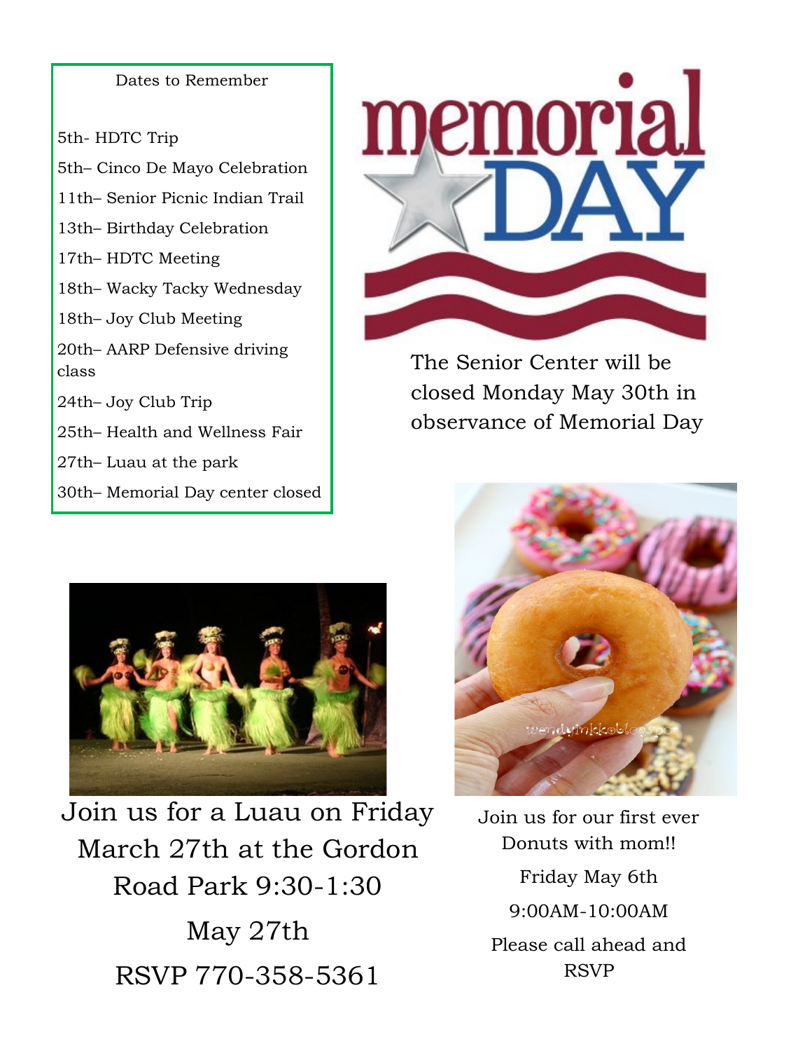## Dates to Remember

5th- HDTC Trip

5th– Cinco De Mayo Celebration

11th– Senior Picnic Indian Trail

13th– Birthday Celebration

17th– HDTC Meeting

18th– Wacky Tacky Wednesday

18th– Joy Club Meeting

20th– AARP Defensive driving class

24th– Joy Club Trip

25th– Health and Wellness Fair

27th– Luau at the park

30th– Memorial Day center closed

# memorial DAY

The Senior Center will be closed Monday May 30th in observance of Memorial Day

Join us for a Luau on Friday March 27th at the Gordon Road Park 9:30-1:30

May 27th

RSVP 770-358-5361

Join us for our first ever Donuts with mom!!

Friday May 6th

9:00AM-10:00AM

Please call ahead and RSVP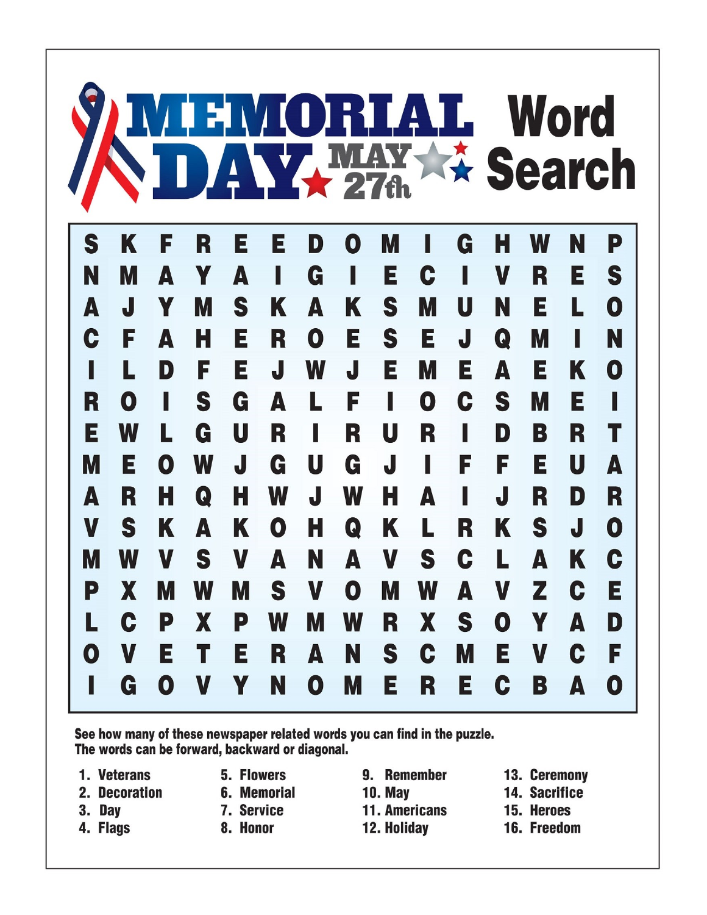# MEMORIAL DAY MAY 27th Word Search

| | | | | | | | | | | | | | | |
|---|---|---|---|---|---|---|---|---|---|---|---|---|---|---|
| S | K | F | R | E | E | D | O | M | I | G | H | W | N | P |
| N | M | A | Y | A | I | G | I | E | C | I | V | R | E | S |
| A | J | Y | M | S | K | A | K | S | M | U | N | E | L | O |
| C | F | A | H | E | R | O | E | S | E | J | Q | M | I | N |
| I | L | D | F | E | J | W | J | E | M | E | A | E | K | O |
| R | O | I | S | G | A | L | F | I | O | C | S | M | E | I |
| E | W | L | G | U | R | I | R | U | R | I | D | B | R | T |
| M | E | O | W | J | G | U | G | J | I | F | F | E | U | A |
| A | R | H | Q | H | W | J | W | H | A | I | J | R | D | R |
| V | S | K | A | K | O | H | Q | K | L | R | K | S | J | O |
| M | W | V | S | V | A | N | A | V | S | C | L | A | K | C |
| P | X | M | W | M | S | V | O | M | W | A | V | Z | C | E |
| L | C | P | X | P | W | M | W | R | X | S | O | Y | A | D |
| O | V | E | T | E | R | A | N | S | C | M | E | V | C | F |
| I | G | O | V | Y | N | O | M | E | R | E | C | B | A | O |

**See how many of these newspaper related words you can find in the puzzle. The words can be forward, backward or diagonal.**

1. Veterans
2. Decoration
3. Day
4. Flags
5. Flowers
6. Memorial
7. Service
8. Honor
9. Remember
10. May
11. Americans
12. Holiday
13. Ceremony
14. Sacrifice
15. Heroes
16. Freedom